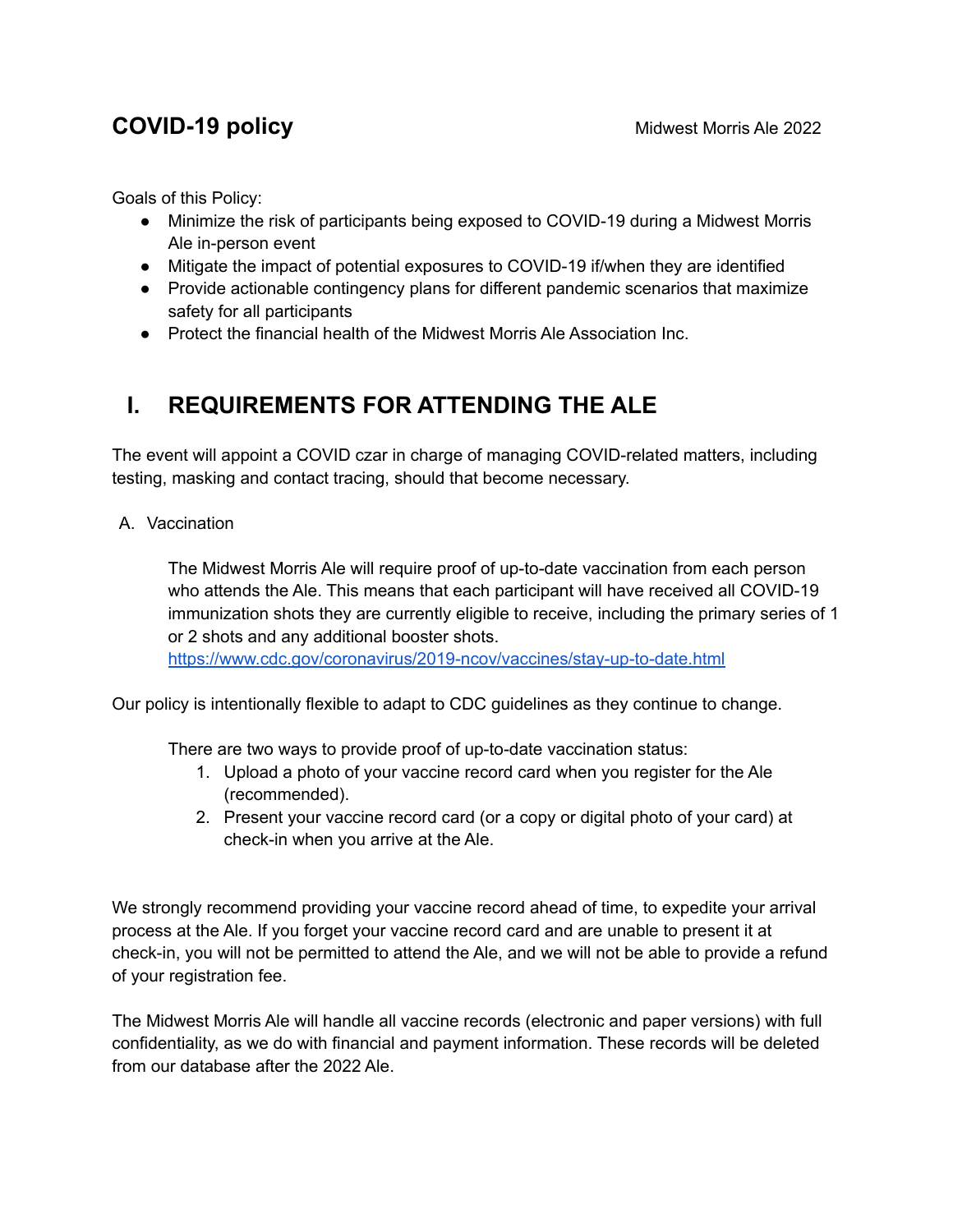# COVID-19 policy

Midwest Morris Ale 2022

Goals of this Policy:

- Minimize the risk of participants being exposed to COVID-19 during a Midwest Morris Ale in-person event
- Mitigate the impact of potential exposures to COVID-19 if/when they are identified
- Provide actionable contingency plans for different pandemic scenarios that maximize safety for all participants
- Protect the financial health of the Midwest Morris Ale Association Inc.

## I. REQUIREMENTS FOR ATTENDING THE ALE

The event will appoint a COVID czar in charge of managing COVID-related matters, including testing, masking and contact tracing, should that become necessary.

A. Vaccination

The Midwest Morris Ale will require proof of up-to-date vaccination from each person who attends the Ale. This means that each participant will have received all COVID-19 immunization shots they are currently eligible to receive, including the primary series of 1 or 2 shots and any additional booster shots.
https://www.cdc.gov/coronavirus/2019-ncov/vaccines/stay-up-to-date.html

Our policy is intentionally flexible to adapt to CDC guidelines as they continue to change.

There are two ways to provide proof of up-to-date vaccination status:

1. Upload a photo of your vaccine record card when you register for the Ale (recommended).
2. Present your vaccine record card (or a copy or digital photo of your card) at check-in when you arrive at the Ale.

We strongly recommend providing your vaccine record ahead of time, to expedite your arrival process at the Ale. If you forget your vaccine record card and are unable to present it at check-in, you will not be permitted to attend the Ale, and we will not be able to provide a refund of your registration fee.

The Midwest Morris Ale will handle all vaccine records (electronic and paper versions) with full confidentiality, as we do with financial and payment information. These records will be deleted from our database after the 2022 Ale.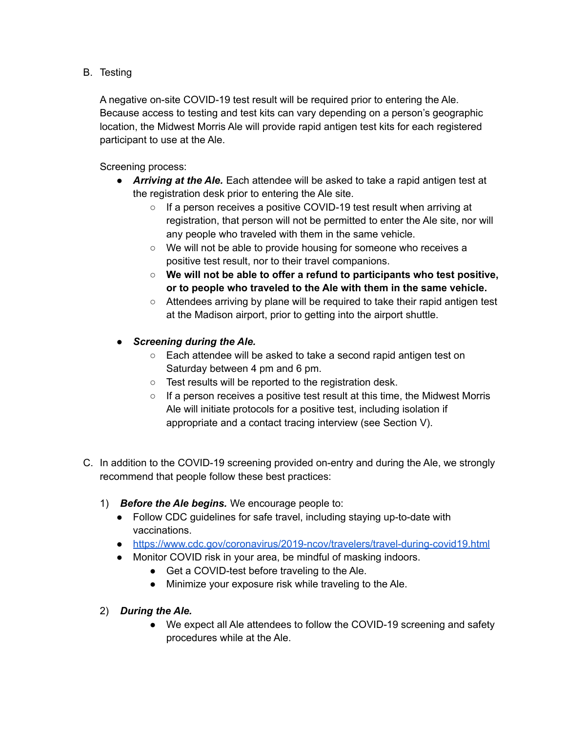B. Testing

A negative on-site COVID-19 test result will be required prior to entering the Ale. Because access to testing and test kits can vary depending on a person's geographic location, the Midwest Morris Ale will provide rapid antigen test kits for each registered participant to use at the Ale.

Screening process:

- ***Arriving at the Ale.*** Each attendee will be asked to take a rapid antigen test at the registration desk prior to entering the Ale site.
    - If a person receives a positive COVID-19 test result when arriving at registration, that person will not be permitted to enter the Ale site, nor will any people who traveled with them in the same vehicle.
    - We will not be able to provide housing for someone who receives a positive test result, nor to their travel companions.
    - **We will not be able to offer a refund to participants who test positive, or to people who traveled to the Ale with them in the same vehicle.**
    - Attendees arriving by plane will be required to take their rapid antigen test at the Madison airport, prior to getting into the airport shuttle.

- ***Screening during the Ale.***
    - Each attendee will be asked to take a second rapid antigen test on Saturday between 4 pm and 6 pm.
    - Test results will be reported to the registration desk.
    - If a person receives a positive test result at this time, the Midwest Morris Ale will initiate protocols for a positive test, including isolation if appropriate and a contact tracing interview (see Section V).

C. In addition to the COVID-19 screening provided on-entry and during the Ale, we strongly recommend that people follow these best practices:

1) ***Before the Ale begins.*** We encourage people to:
    - Follow CDC guidelines for safe travel, including staying up-to-date with vaccinations.
    - [https://www.cdc.gov/coronavirus/2019-ncov/travelers/travel-during-covid19.html](https://www.cdc.gov/coronavirus/2019-ncov/travelers/travel-during-covid19.html)
    - Monitor COVID risk in your area, be mindful of masking indoors.
        - Get a COVID-test before traveling to the Ale.
        - Minimize your exposure risk while traveling to the Ale.

2) ***During the Ale.***
    - We expect all Ale attendees to follow the COVID-19 screening and safety procedures while at the Ale.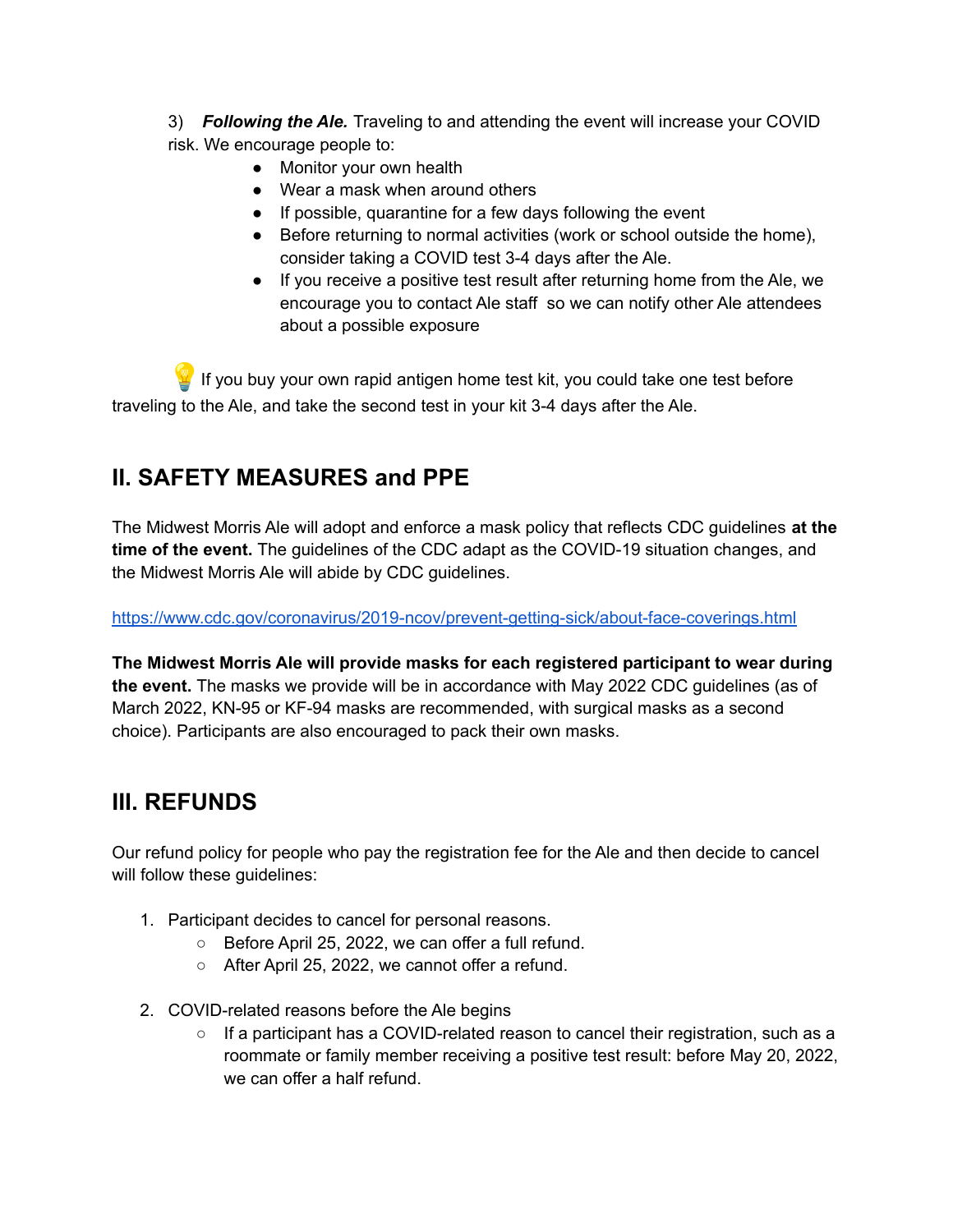3) ***Following the Ale.*** Traveling to and attending the event will increase your COVID risk. We encourage people to:

- Monitor your own health
- Wear a mask when around others
- If possible, quarantine for a few days following the event
- Before returning to normal activities (work or school outside the home), consider taking a COVID test 3-4 days after the Ale.
- If you receive a positive test result after returning home from the Ale, we encourage you to contact Ale staff so we can notify other Ale attendees about a possible exposure

💡 If you buy your own rapid antigen home test kit, you could take one test before traveling to the Ale, and take the second test in your kit 3-4 days after the Ale.

## II. SAFETY MEASURES and PPE

The Midwest Morris Ale will adopt and enforce a mask policy that reflects CDC guidelines **at the time of the event.** The guidelines of the CDC adapt as the COVID-19 situation changes, and the Midwest Morris Ale will abide by CDC guidelines.

https://www.cdc.gov/coronavirus/2019-ncov/prevent-getting-sick/about-face-coverings.html

**The Midwest Morris Ale will provide masks for each registered participant to wear during the event.** The masks we provide will be in accordance with May 2022 CDC guidelines (as of March 2022, KN-95 or KF-94 masks are recommended, with surgical masks as a second choice). Participants are also encouraged to pack their own masks.

## III. REFUNDS

Our refund policy for people who pay the registration fee for the Ale and then decide to cancel will follow these guidelines:

1. Participant decides to cancel for personal reasons.
   - Before April 25, 2022, we can offer a full refund.
   - After April 25, 2022, we cannot offer a refund.

2. COVID-related reasons before the Ale begins
   - If a participant has a COVID-related reason to cancel their registration, such as a roommate or family member receiving a positive test result: before May 20, 2022, we can offer a half refund.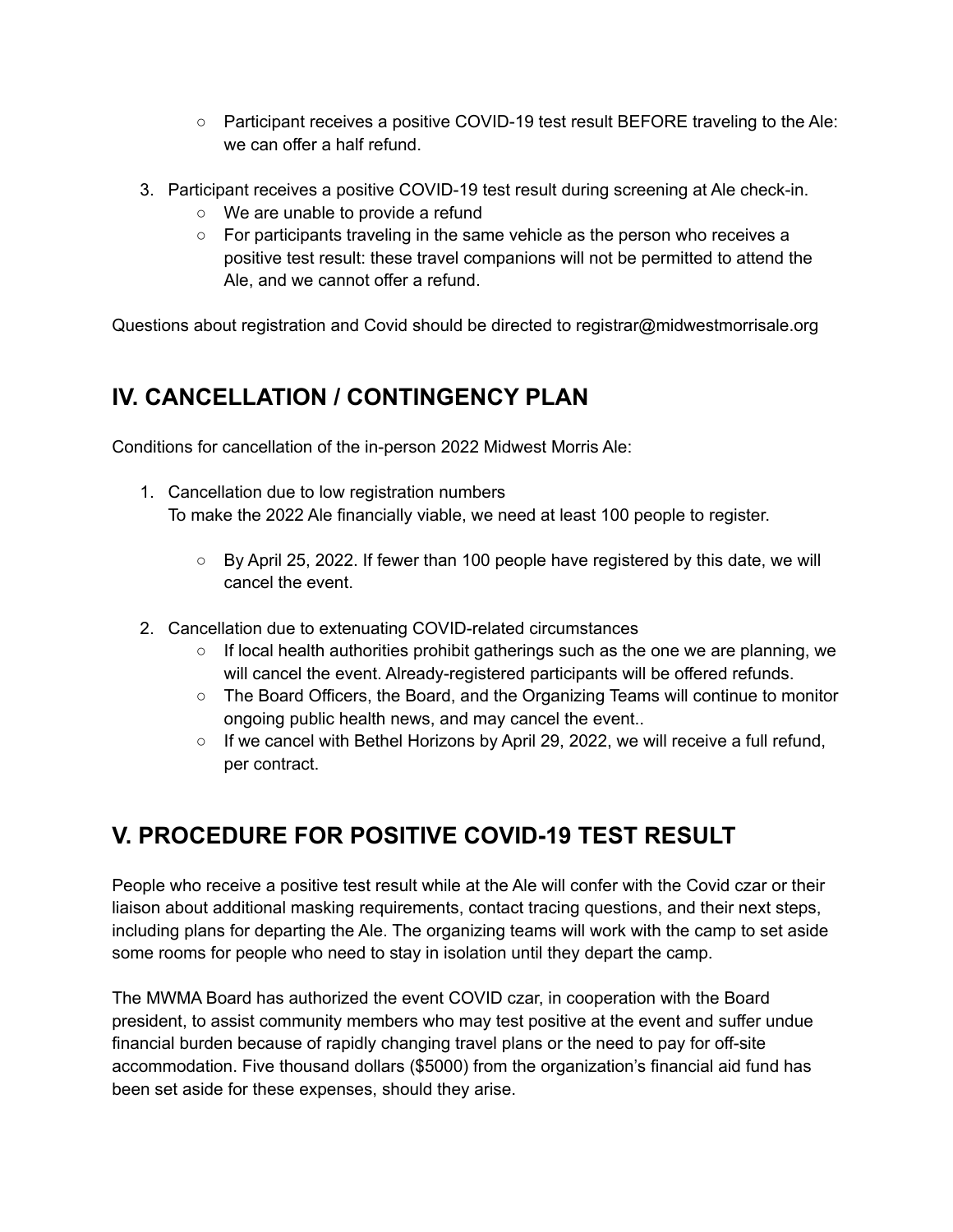- Participant receives a positive COVID-19 test result BEFORE traveling to the Ale: we can offer a half refund.

3. Participant receives a positive COVID-19 test result during screening at Ale check-in.
    - We are unable to provide a refund
    - For participants traveling in the same vehicle as the person who receives a positive test result: these travel companions will not be permitted to attend the Ale, and we cannot offer a refund.

Questions about registration and Covid should be directed to registrar@midwestmorrisale.org

## IV. CANCELLATION / CONTINGENCY PLAN

Conditions for cancellation of the in-person 2022 Midwest Morris Ale:

1. Cancellation due to low registration numbers
   To make the 2022 Ale financially viable, we need at least 100 people to register.

    - By April 25, 2022. If fewer than 100 people have registered by this date, we will cancel the event.

2. Cancellation due to extenuating COVID-related circumstances
    - If local health authorities prohibit gatherings such as the one we are planning, we will cancel the event. Already-registered participants will be offered refunds.
    - The Board Officers, the Board, and the Organizing Teams will continue to monitor ongoing public health news, and may cancel the event..
    - If we cancel with Bethel Horizons by April 29, 2022, we will receive a full refund, per contract.

## V. PROCEDURE FOR POSITIVE COVID-19 TEST RESULT

People who receive a positive test result while at the Ale will confer with the Covid czar or their liaison about additional masking requirements, contact tracing questions, and their next steps, including plans for departing the Ale. The organizing teams will work with the camp to set aside some rooms for people who need to stay in isolation until they depart the camp.

The MWMA Board has authorized the event COVID czar, in cooperation with the Board president, to assist community members who may test positive at the event and suffer undue financial burden because of rapidly changing travel plans or the need to pay for off-site accommodation. Five thousand dollars ($5000) from the organization's financial aid fund has been set aside for these expenses, should they arise.